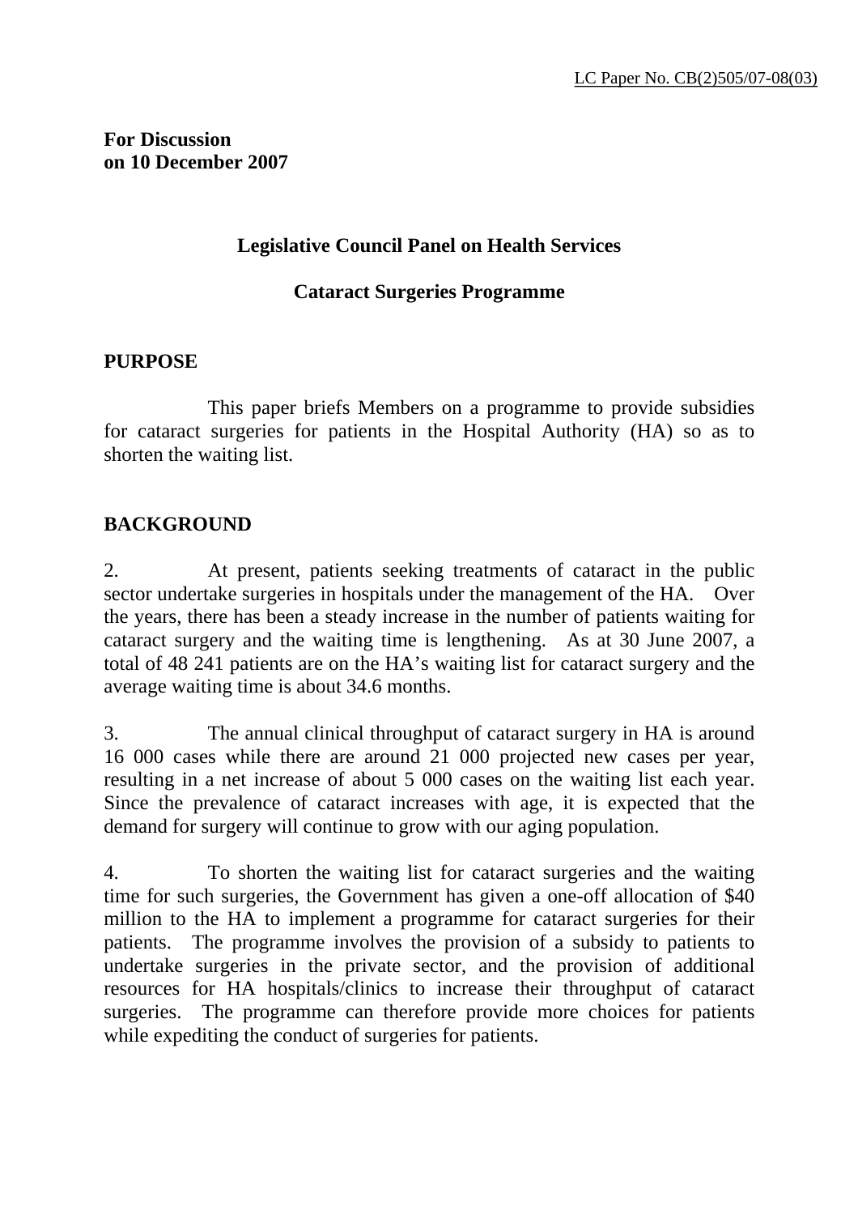LC Paper No. CB(2)505/07-08(03)

**For Discussion**
**on 10 December 2007**

## Legislative Council Panel on Health Services

## Cataract Surgeries Programme

### PURPOSE

This paper briefs Members on a programme to provide subsidies for cataract surgeries for patients in the Hospital Authority (HA) so as to shorten the waiting list.

### BACKGROUND

2. At present, patients seeking treatments of cataract in the public sector undertake surgeries in hospitals under the management of the HA. Over the years, there has been a steady increase in the number of patients waiting for cataract surgery and the waiting time is lengthening. As at 30 June 2007, a total of 48 241 patients are on the HA's waiting list for cataract surgery and the average waiting time is about 34.6 months.

3. The annual clinical throughput of cataract surgery in HA is around 16 000 cases while there are around 21 000 projected new cases per year, resulting in a net increase of about 5 000 cases on the waiting list each year. Since the prevalence of cataract increases with age, it is expected that the demand for surgery will continue to grow with our aging population.

4. To shorten the waiting list for cataract surgeries and the waiting time for such surgeries, the Government has given a one-off allocation of $40 million to the HA to implement a programme for cataract surgeries for their patients. The programme involves the provision of a subsidy to patients to undertake surgeries in the private sector, and the provision of additional resources for HA hospitals/clinics to increase their throughput of cataract surgeries. The programme can therefore provide more choices for patients while expediting the conduct of surgeries for patients.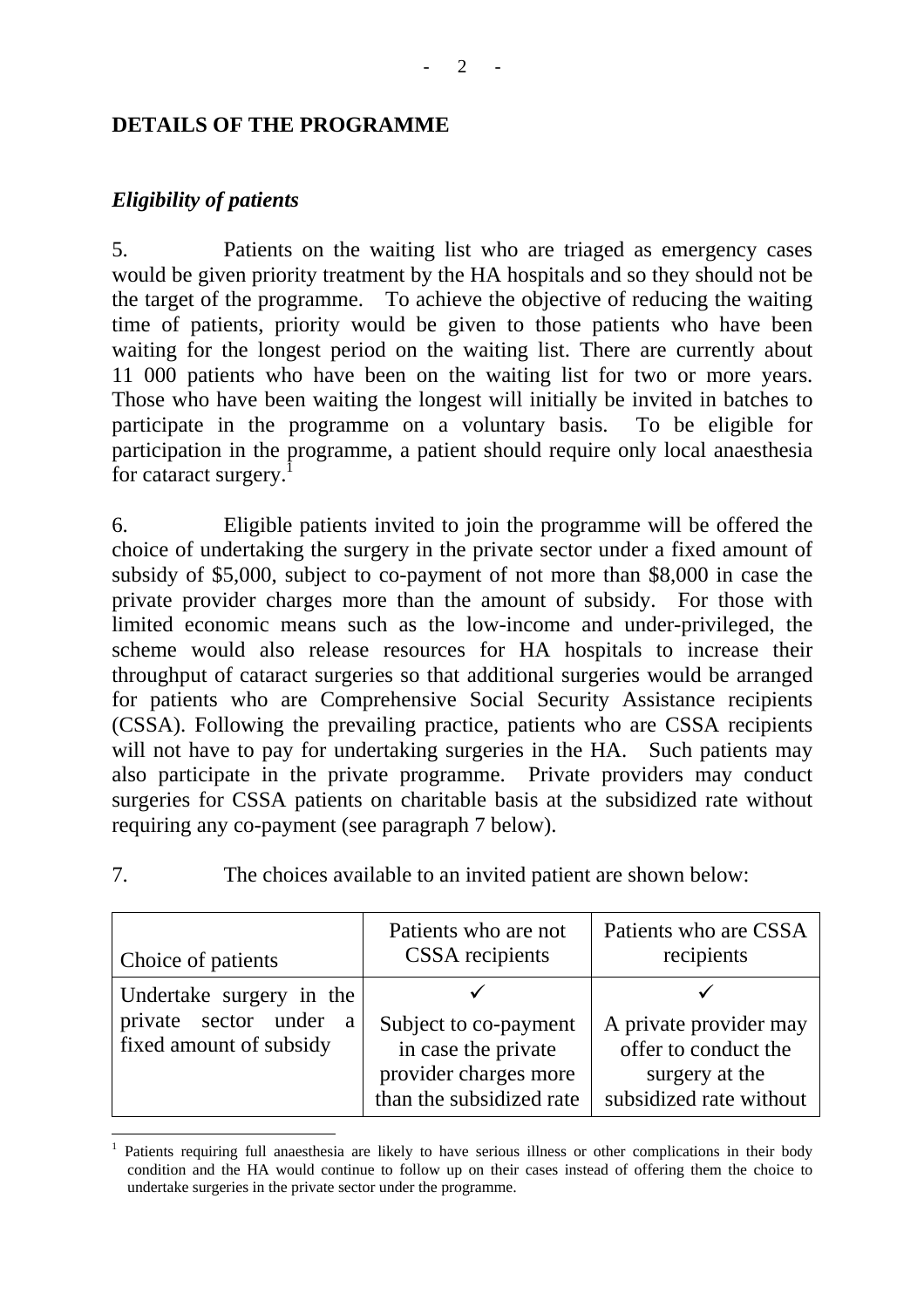## DETAILS OF THE PROGRAMME

### *Eligibility of patients*

5. Patients on the waiting list who are triaged as emergency cases would be given priority treatment by the HA hospitals and so they should not be the target of the programme. To achieve the objective of reducing the waiting time of patients, priority would be given to those patients who have been waiting for the longest period on the waiting list. There are currently about 11 000 patients who have been on the waiting list for two or more years. Those who have been waiting the longest will initially be invited in batches to participate in the programme on a voluntary basis. To be eligible for participation in the programme, a patient should require only local anaesthesia for cataract surgery.[1]

6. Eligible patients invited to join the programme will be offered the choice of undertaking the surgery in the private sector under a fixed amount of subsidy of $5,000, subject to co-payment of not more than $8,000 in case the private provider charges more than the amount of subsidy. For those with limited economic means such as the low-income and under-privileged, the scheme would also release resources for HA hospitals to increase their throughput of cataract surgeries so that additional surgeries would be arranged for patients who are Comprehensive Social Security Assistance recipients (CSSA). Following the prevailing practice, patients who are CSSA recipients will not have to pay for undertaking surgeries in the HA. Such patients may also participate in the private programme. Private providers may conduct surgeries for CSSA patients on charitable basis at the subsidized rate without requiring any co-payment (see paragraph 7 below).

7. The choices available to an invited patient are shown below:

| Choice of patients | Patients who are not CSSA recipients | Patients who are CSSA recipients |
|---|---|---|
| Undertake surgery in the private sector under a fixed amount of subsidy | ✓ Subject to co-payment in case the private provider charges more than the subsidized rate | ✓ A private provider may offer to conduct the surgery at the subsidized rate without |

[1] Patients requiring full anaesthesia are likely to have serious illness or other complications in their body condition and the HA would continue to follow up on their cases instead of offering them the choice to undertake surgeries in the private sector under the programme.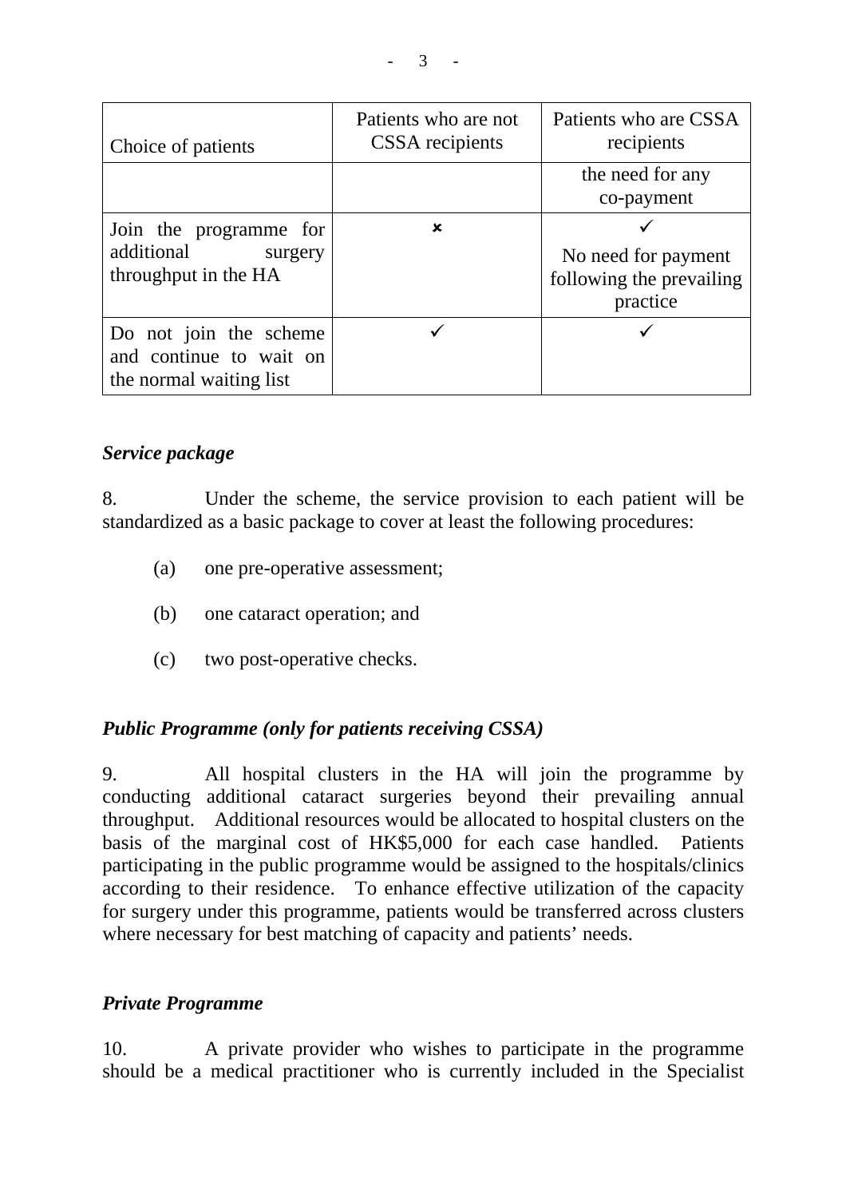| Choice of patients | Patients who are not CSSA recipients | Patients who are CSSA recipients |
| --- | --- | --- |
| | | the need for any co-payment |
| Join the programme for additional surgery throughput in the HA | ✗ | ✓<br>No need for payment following the prevailing practice |
| Do not join the scheme and continue to wait on the normal waiting list | ✓ | ✓ |

### *Service package*

8. Under the scheme, the service provision to each patient will be standardized as a basic package to cover at least the following procedures:

(a) one pre-operative assessment;

(b) one cataract operation; and

(c) two post-operative checks.

### *Public Programme (only for patients receiving CSSA)*

9. All hospital clusters in the HA will join the programme by conducting additional cataract surgeries beyond their prevailing annual throughput. Additional resources would be allocated to hospital clusters on the basis of the marginal cost of HK$5,000 for each case handled. Patients participating in the public programme would be assigned to the hospitals/clinics according to their residence. To enhance effective utilization of the capacity for surgery under this programme, patients would be transferred across clusters where necessary for best matching of capacity and patients' needs.

### *Private Programme*

10. A private provider who wishes to participate in the programme should be a medical practitioner who is currently included in the Specialist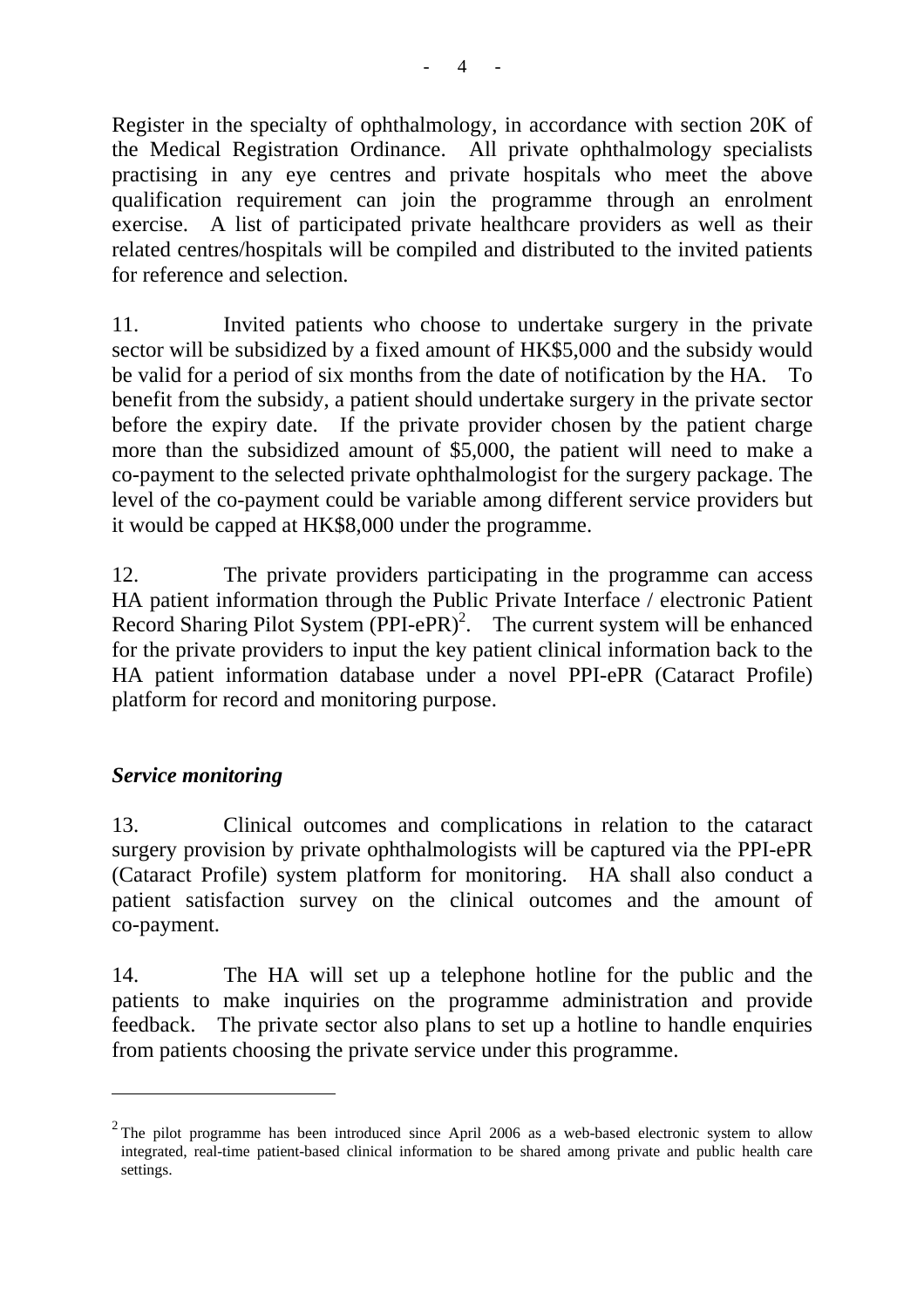Register in the specialty of ophthalmology, in accordance with section 20K of the Medical Registration Ordinance. All private ophthalmology specialists practising in any eye centres and private hospitals who meet the above qualification requirement can join the programme through an enrolment exercise. A list of participated private healthcare providers as well as their related centres/hospitals will be compiled and distributed to the invited patients for reference and selection.

11. Invited patients who choose to undertake surgery in the private sector will be subsidized by a fixed amount of HK$5,000 and the subsidy would be valid for a period of six months from the date of notification by the HA. To benefit from the subsidy, a patient should undertake surgery in the private sector before the expiry date. If the private provider chosen by the patient charge more than the subsidized amount of $5,000, the patient will need to make a co-payment to the selected private ophthalmologist for the surgery package. The level of the co-payment could be variable among different service providers but it would be capped at HK$8,000 under the programme.

12. The private providers participating in the programme can access HA patient information through the Public Private Interface / electronic Patient Record Sharing Pilot System (PPI-ePR)[2]. The current system will be enhanced for the private providers to input the key patient clinical information back to the HA patient information database under a novel PPI-ePR (Cataract Profile) platform for record and monitoring purpose.

### *Service monitoring*

13. Clinical outcomes and complications in relation to the cataract surgery provision by private ophthalmologists will be captured via the PPI-ePR (Cataract Profile) system platform for monitoring. HA shall also conduct a patient satisfaction survey on the clinical outcomes and the amount of co-payment.

14. The HA will set up a telephone hotline for the public and the patients to make inquiries on the programme administration and provide feedback. The private sector also plans to set up a hotline to handle enquiries from patients choosing the private service under this programme.

---

[2] The pilot programme has been introduced since April 2006 as a web-based electronic system to allow integrated, real-time patient-based clinical information to be shared among private and public health care settings.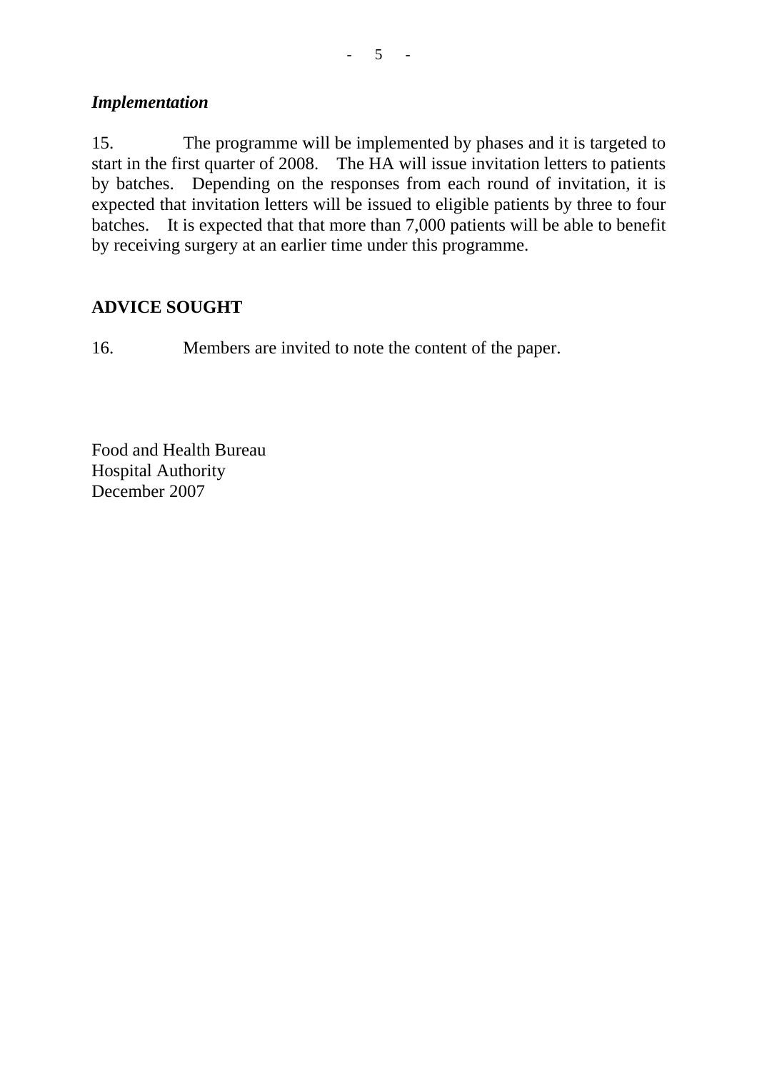### *Implementation*

15. The programme will be implemented by phases and it is targeted to start in the first quarter of 2008. The HA will issue invitation letters to patients by batches. Depending on the responses from each round of invitation, it is expected that invitation letters will be issued to eligible patients by three to four batches. It is expected that that more than 7,000 patients will be able to benefit by receiving surgery at an earlier time under this programme.

## ADVICE SOUGHT

16. Members are invited to note the content of the paper.

Food and Health Bureau
Hospital Authority
December 2007